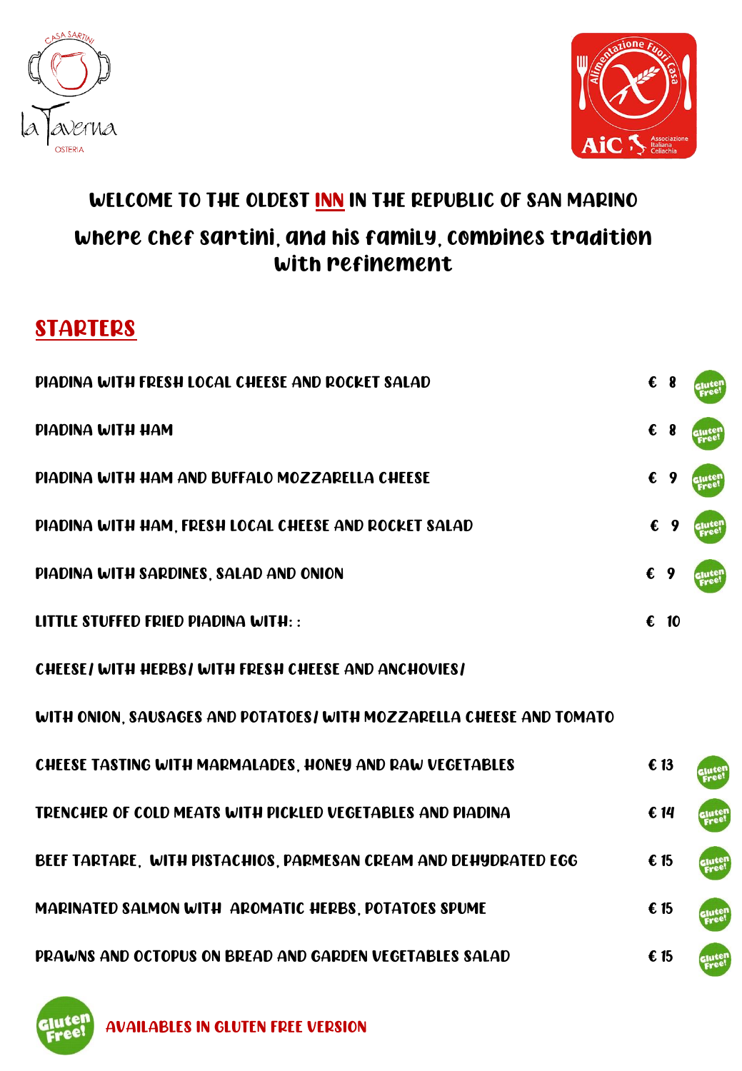Casa Sartini
la Taverna
OSTERIA

Alimentazione Fuori Casa
AIC Associazione Italiana Celiachia

## WELCOME TO THE OLDEST INN IN THE REPUBLIC OF SAN MARINO

### Where Chef Sartini, and his family, combines tradition with refinement

## STARTERS

| Dish | Price | |
|---|---|---|
| PIADINA WITH FRESH LOCAL CHEESE AND ROCKET SALAD | € 8 | Gluten Free! |
| PIADINA WITH HAM | € 8 | Gluten Free! |
| PIADINA WITH HAM AND BUFFALO MOZZARELLA CHEESE | € 9 | Gluten Free! |
| PIADINA WITH HAM, FRESH LOCAL CHEESE AND ROCKET SALAD | € 9 | Gluten Free! |
| PIADINA WITH SARDINES, SALAD AND ONION | € 9 | Gluten Free! |
| LITTLE STUFFED FRIED PIADINA WITH: : | € 10 | |
| CHEESE/ WITH HERBS/ WITH FRESH CHEESE AND ANCHOVIES/ | | |
| WITH ONION, SAUSAGES AND POTATOES/ WITH MOZZARELLA CHEESE AND TOMATO | | |
| CHEESE TASTING WITH MARMALADES, HONEY AND RAW VEGETABLES | € 13 | Gluten Free! |
| TRENCHER OF COLD MEATS WITH PICKLED VEGETABLES AND PIADINA | € 14 | Gluten Free! |
| BEEF TARTARE, WITH PISTACHIOS, PARMESAN CREAM AND DEHYDRATED EGG | € 15 | Gluten Free! |
| MARINATED SALMON WITH AROMATIC HERBS, POTATOES SPUME | € 15 | Gluten Free! |
| PRAWNS AND OCTOPUS ON BREAD AND GARDEN VEGETABLES SALAD | € 15 | Gluten Free! |

Gluten Free! AVAILABLES IN GLUTEN FREE VERSION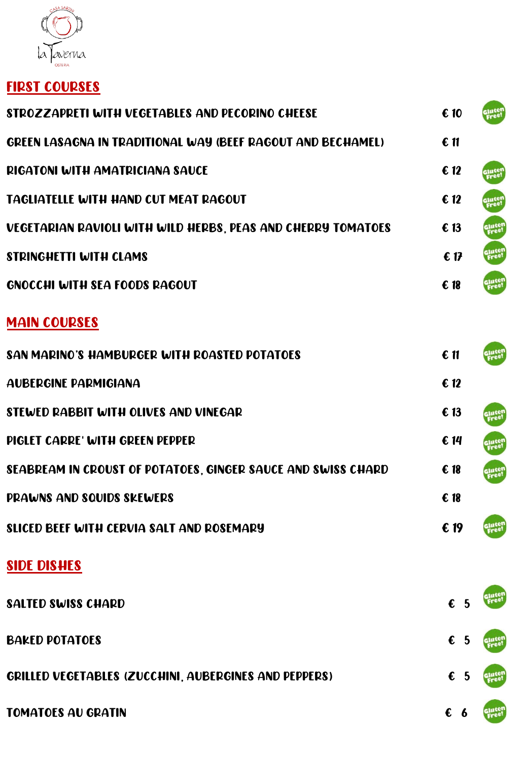la Taverna

CASA SARTINI

OSTERIA

## FIRST COURSES

| Dish | Price | |
|---|---|---|
| STROZZAPRETI WITH VEGETABLES AND PECORINO CHEESE | € 10 | Gluten Free! |
| GREEN LASAGNA IN TRADITIONAL WAY (BEEF RAGOUT AND BECHAMEL) | € 11 | |
| RIGATONI WITH AMATRICIANA SAUCE | € 12 | Gluten Free! |
| TAGLIATELLE WITH HAND CUT MEAT RAGOUT | € 12 | Gluten Free! |
| VEGETARIAN RAVIOLI WITH WILD HERBS, PEAS AND CHERRY TOMATOES | € 13 | Gluten Free! |
| STRINGHETTI WITH CLAMS | € 17 | Gluten Free! |
| GNOCCHI WITH SEA FOODS RAGOUT | € 18 | Gluten Free! |

## MAIN COURSES

| Dish | Price | |
|---|---|---|
| SAN MARINO'S HAMBURGER WITH ROASTED POTATOES | € 11 | Gluten Free! |
| AUBERGINE PARMIGIANA | € 12 | |
| STEWED RABBIT WITH OLIVES AND VINEGAR | € 13 | Gluten Free! |
| PIGLET CARRE' WITH GREEN PEPPER | € 14 | Gluten Free! |
| SEABREAM IN CROUST OF POTATOES, GINGER SAUCE AND SWISS CHARD | € 18 | Gluten Free! |
| PRAWNS AND SQUIDS SKEWERS | € 18 | |
| SLICED BEEF WITH CERVIA SALT AND ROSEMARY | € 19 | Gluten Free! |

## SIDE DISHES

| Dish | Price | |
|---|---|---|
| SALTED SWISS CHARD | € 5 | Gluten Free! |
| BAKED POTATOES | € 5 | Gluten Free! |
| GRILLED VEGETABLES (ZUCCHINI, AUBERGINES AND PEPPERS) | € 5 | Gluten Free! |
| TOMATOES AU GRATIN | € 6 | Gluten Free! |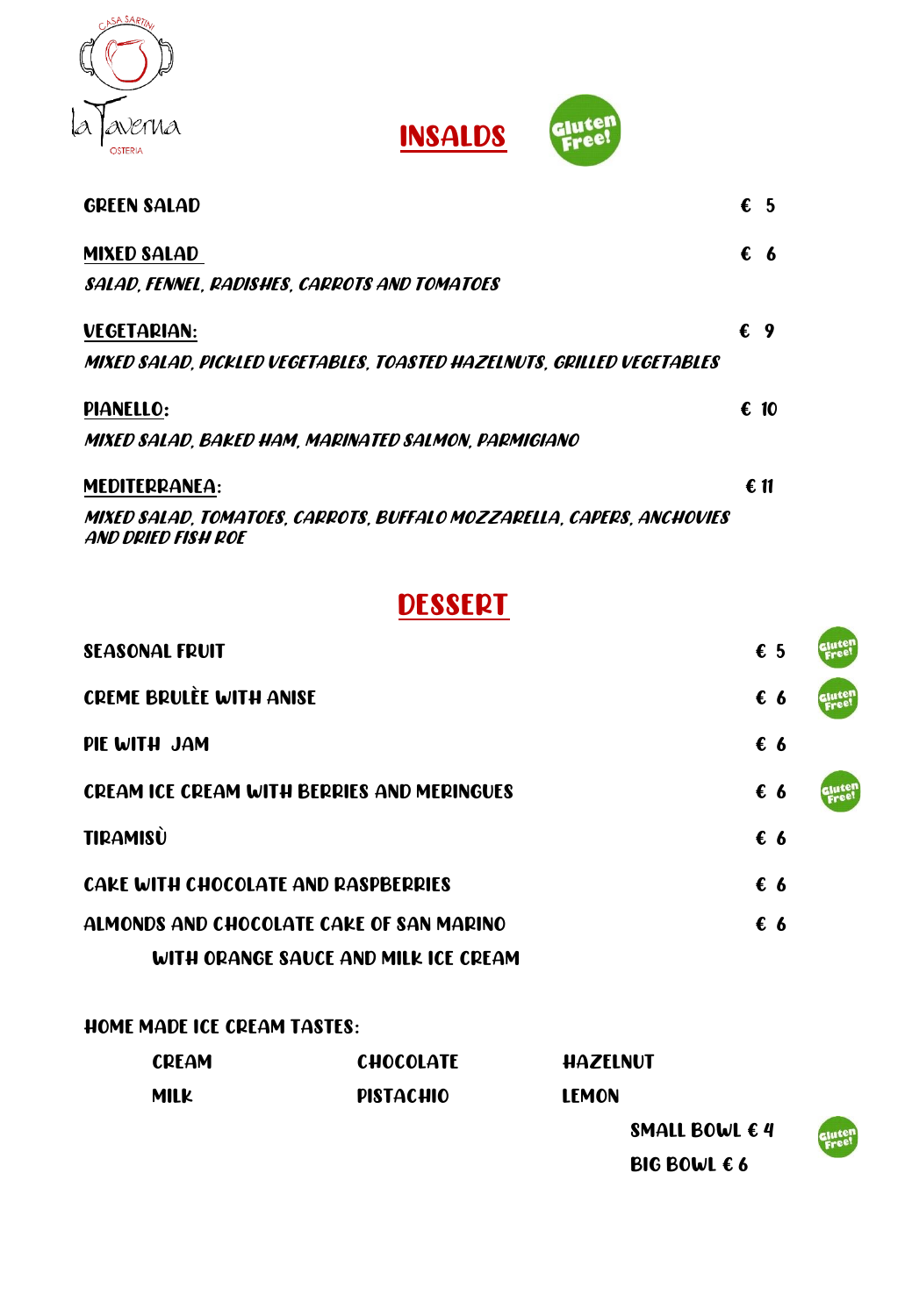CASA SARTINI

la Taverna

OSTERIA

# INSALDS

Gluten Free!

**GREEN SALAD** € 5

**MIXED SALAD** € 6

*SALAD, FENNEL, RADISHES, CARROTS AND TOMATOES*

**VEGETARIAN:** € 9

*MIXED SALAD, PICKLED VEGETABLES, TOASTED HAZELNUTS, GRILLED VEGETABLES*

**PIANELLO:** € 10

*MIXED SALAD, BAKED HAM, MARINATED SALMON, PARMIGIANO*

**MEDITERRANEA:** € 11

*MIXED SALAD, TOMATOES, CARROTS, BUFFALO MOZZARELLA, CAPERS, ANCHOVIES AND DRIED FISH ROE*

# DESSERT

| | | |
|---|---|---|
| SEASONAL FRUIT | € 5 | Gluten Free! |
| CREME BRULÈE WITH ANISE | € 6 | Gluten Free! |
| PIE WITH JAM | € 6 | |
| CREAM ICE CREAM WITH BERRIES AND MERINGUES | € 6 | Gluten Free! |
| TIRAMISÙ | € 6 | |
| CAKE WITH CHOCOLATE AND RASPBERRIES | € 6 | |
| ALMONDS AND CHOCOLATE CAKE OF SAN MARINO WITH ORANGE SAUCE AND MILK ICE CREAM | € 6 | |

**HOME MADE ICE CREAM TASTES:**

| | | |
|---|---|---|
| CREAM | CHOCOLATE | HAZELNUT |
| MILK | PISTACHIO | LEMON |

SMALL BOWL € 4

BIG BOWL € 6

Gluten Free!